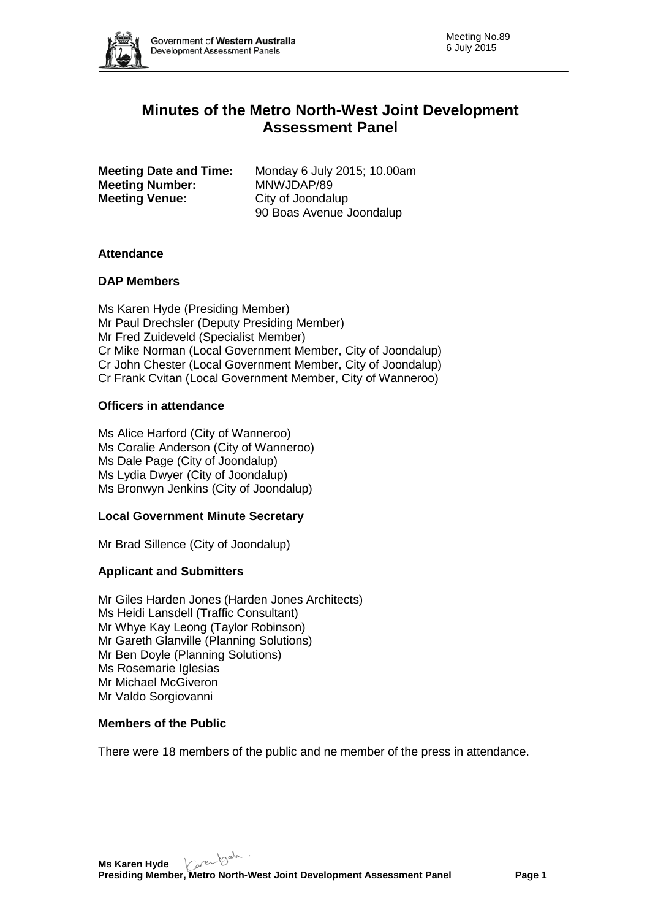# Minutes of the Metro North-West Joint Development Assessment Panel

**Meeting Date and Time:** Monday 6 July 2015; 10.00am
**Meeting Number:** MNWJDAP/89
**Meeting Venue:** City of Joondalup
90 Boas Avenue Joondalup

## Attendance

### DAP Members

Ms Karen Hyde (Presiding Member)
Mr Paul Drechsler (Deputy Presiding Member)
Mr Fred Zuideveld (Specialist Member)
Cr Mike Norman (Local Government Member, City of Joondalup)
Cr John Chester (Local Government Member, City of Joondalup)
Cr Frank Cvitan (Local Government Member, City of Wanneroo)

### Officers in attendance

Ms Alice Harford (City of Wanneroo)
Ms Coralie Anderson (City of Wanneroo)
Ms Dale Page (City of Joondalup)
Ms Lydia Dwyer (City of Joondalup)
Ms Bronwyn Jenkins (City of Joondalup)

### Local Government Minute Secretary

Mr Brad Sillence (City of Joondalup)

### Applicant and Submitters

Mr Giles Harden Jones (Harden Jones Architects)
Ms Heidi Lansdell (Traffic Consultant)
Mr Whye Kay Leong (Taylor Robinson)
Mr Gareth Glanville (Planning Solutions)
Mr Ben Doyle (Planning Solutions)
Ms Rosemarie Iglesias
Mr Michael McGiveron
Mr Valdo Sorgiovanni

### Members of the Public

There were 18 members of the public and ne member of the press in attendance.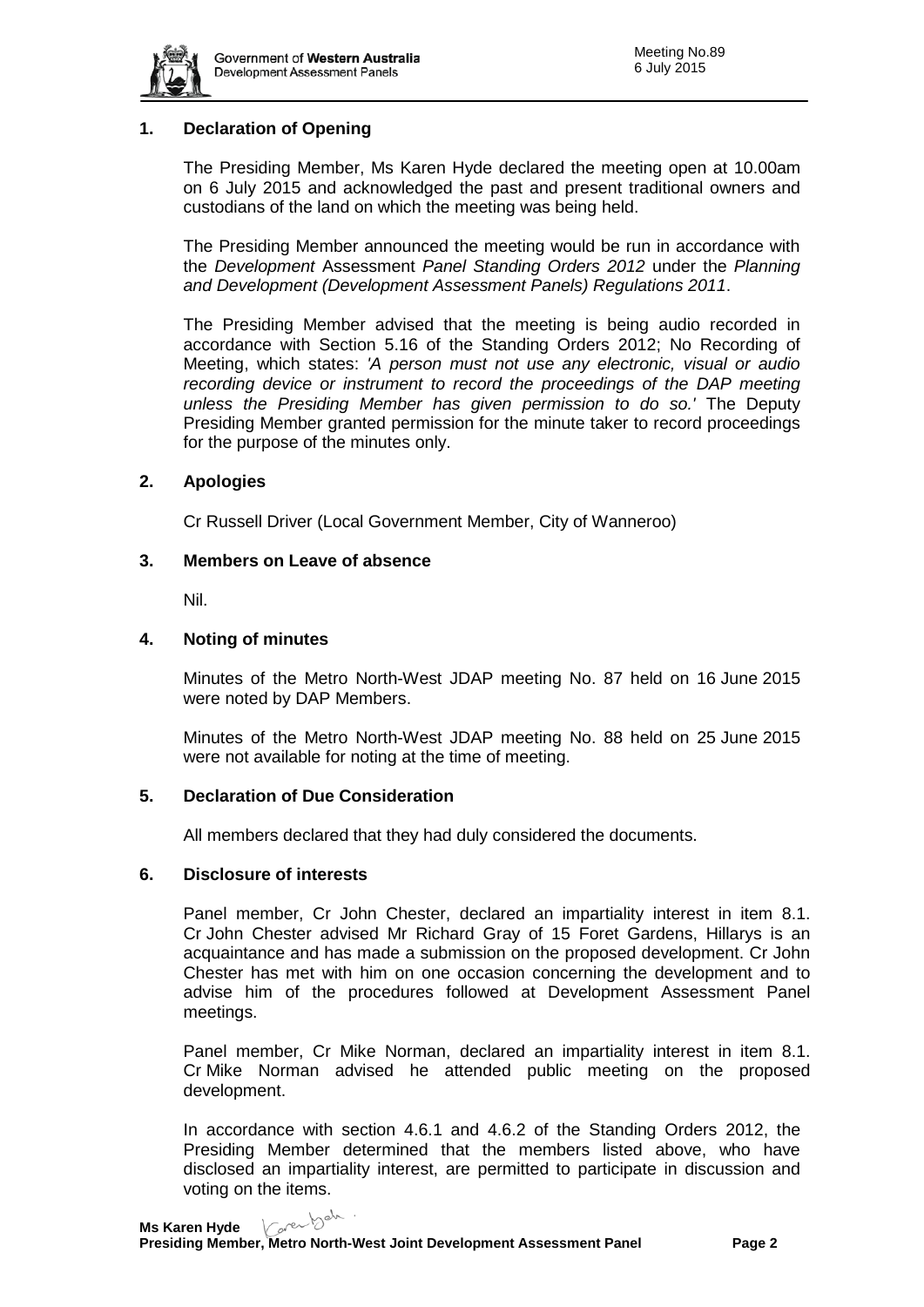## 1. Declaration of Opening

The Presiding Member, Ms Karen Hyde declared the meeting open at 10.00am on 6 July 2015 and acknowledged the past and present traditional owners and custodians of the land on which the meeting was being held.

The Presiding Member announced the meeting would be run in accordance with the *Development* Assessment *Panel Standing Orders 2012* under the *Planning and Development (Development Assessment Panels) Regulations 2011*.

The Presiding Member advised that the meeting is being audio recorded in accordance with Section 5.16 of the Standing Orders 2012; No Recording of Meeting, which states: *'A person must not use any electronic, visual or audio recording device or instrument to record the proceedings of the DAP meeting unless the Presiding Member has given permission to do so.'* The Deputy Presiding Member granted permission for the minute taker to record proceedings for the purpose of the minutes only.

## 2. Apologies

Cr Russell Driver (Local Government Member, City of Wanneroo)

## 3. Members on Leave of absence

Nil.

## 4. Noting of minutes

Minutes of the Metro North-West JDAP meeting No. 87 held on 16 June 2015 were noted by DAP Members.

Minutes of the Metro North-West JDAP meeting No. 88 held on 25 June 2015 were not available for noting at the time of meeting.

## 5. Declaration of Due Consideration

All members declared that they had duly considered the documents.

## 6. Disclosure of interests

Panel member, Cr John Chester, declared an impartiality interest in item 8.1. Cr John Chester advised Mr Richard Gray of 15 Foret Gardens, Hillarys is an acquaintance and has made a submission on the proposed development. Cr John Chester has met with him on one occasion concerning the development and to advise him of the procedures followed at Development Assessment Panel meetings.

Panel member, Cr Mike Norman, declared an impartiality interest in item 8.1. Cr Mike Norman advised he attended public meeting on the proposed development.

In accordance with section 4.6.1 and 4.6.2 of the Standing Orders 2012, the Presiding Member determined that the members listed above, who have disclosed an impartiality interest, are permitted to participate in discussion and voting on the items.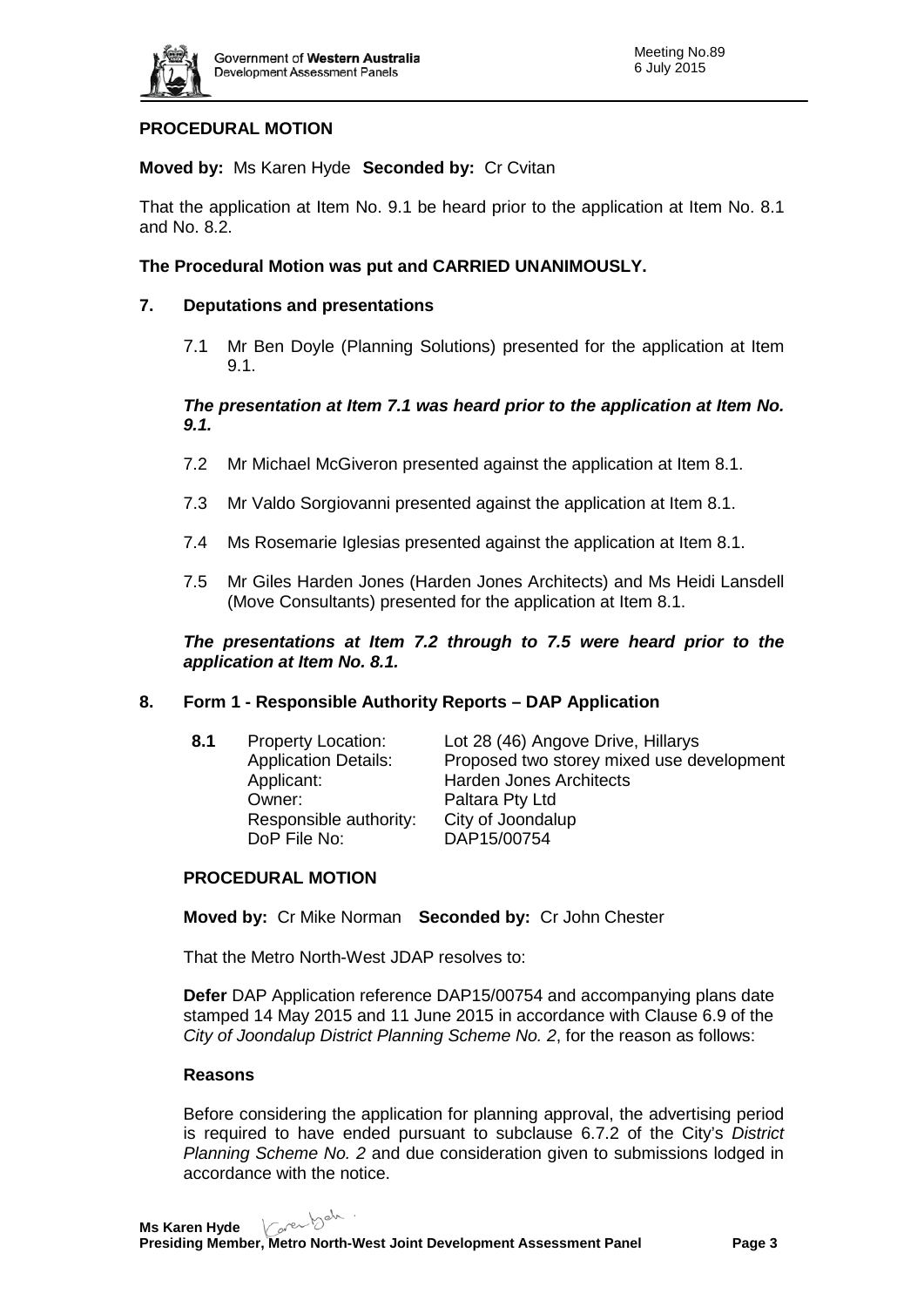**PROCEDURAL MOTION**

**Moved by:** Ms Karen Hyde **Seconded by:** Cr Cvitan

That the application at Item No. 9.1 be heard prior to the application at Item No. 8.1 and No. 8.2.

**The Procedural Motion was put and CARRIED UNANIMOUSLY.**

## 7. Deputations and presentations

7.1 Mr Ben Doyle (Planning Solutions) presented for the application at Item 9.1.

***The presentation at Item 7.1 was heard prior to the application at Item No. 9.1.***

7.2 Mr Michael McGiveron presented against the application at Item 8.1.

7.3 Mr Valdo Sorgiovanni presented against the application at Item 8.1.

7.4 Ms Rosemarie Iglesias presented against the application at Item 8.1.

7.5 Mr Giles Harden Jones (Harden Jones Architects) and Ms Heidi Lansdell (Move Consultants) presented for the application at Item 8.1.

***The presentations at Item 7.2 through to 7.5 were heard prior to the application at Item No. 8.1.***

## 8. Form 1 - Responsible Authority Reports – DAP Application

| **8.1** | | |
|---|---|---|
| | Property Location: | Lot 28 (46) Angove Drive, Hillarys |
| | Application Details: | Proposed two storey mixed use development |
| | Applicant: | Harden Jones Architects |
| | Owner: | Paltara Pty Ltd |
| | Responsible authority: | City of Joondalup |
| | DoP File No: | DAP15/00754 |

**PROCEDURAL MOTION**

**Moved by:** Cr Mike Norman **Seconded by:** Cr John Chester

That the Metro North-West JDAP resolves to:

**Defer** DAP Application reference DAP15/00754 and accompanying plans date stamped 14 May 2015 and 11 June 2015 in accordance with Clause 6.9 of the *City of Joondalup District Planning Scheme No. 2*, for the reason as follows:

**Reasons**

Before considering the application for planning approval, the advertising period is required to have ended pursuant to subclause 6.7.2 of the City's *District Planning Scheme No. 2* and due consideration given to submissions lodged in accordance with the notice.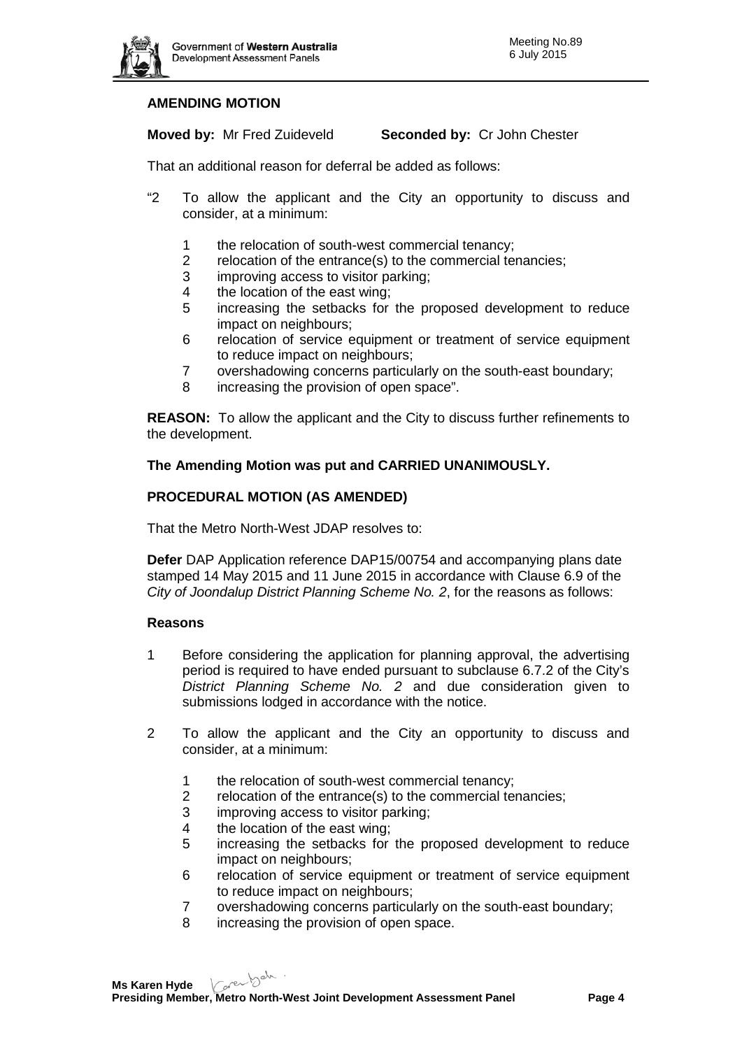**AMENDING MOTION**

**Moved by:** Mr Fred Zuideveld **Seconded by:** Cr John Chester

That an additional reason for deferral be added as follows:

"2 To allow the applicant and the City an opportunity to discuss and consider, at a minimum:

1 the relocation of south-west commercial tenancy;
2 relocation of the entrance(s) to the commercial tenancies;
3 improving access to visitor parking;
4 the location of the east wing;
5 increasing the setbacks for the proposed development to reduce impact on neighbours;
6 relocation of service equipment or treatment of service equipment to reduce impact on neighbours;
7 overshadowing concerns particularly on the south-east boundary;
8 increasing the provision of open space".

**REASON:** To allow the applicant and the City to discuss further refinements to the development.

**The Amending Motion was put and CARRIED UNANIMOUSLY.**

**PROCEDURAL MOTION (AS AMENDED)**

That the Metro North-West JDAP resolves to:

**Defer** DAP Application reference DAP15/00754 and accompanying plans date stamped 14 May 2015 and 11 June 2015 in accordance with Clause 6.9 of the *City of Joondalup District Planning Scheme No. 2*, for the reasons as follows:

**Reasons**

1 Before considering the application for planning approval, the advertising period is required to have ended pursuant to subclause 6.7.2 of the City's *District Planning Scheme No. 2* and due consideration given to submissions lodged in accordance with the notice.

2 To allow the applicant and the City an opportunity to discuss and consider, at a minimum:

1 the relocation of south-west commercial tenancy;
2 relocation of the entrance(s) to the commercial tenancies;
3 improving access to visitor parking;
4 the location of the east wing;
5 increasing the setbacks for the proposed development to reduce impact on neighbours;
6 relocation of service equipment or treatment of service equipment to reduce impact on neighbours;
7 overshadowing concerns particularly on the south-east boundary;
8 increasing the provision of open space.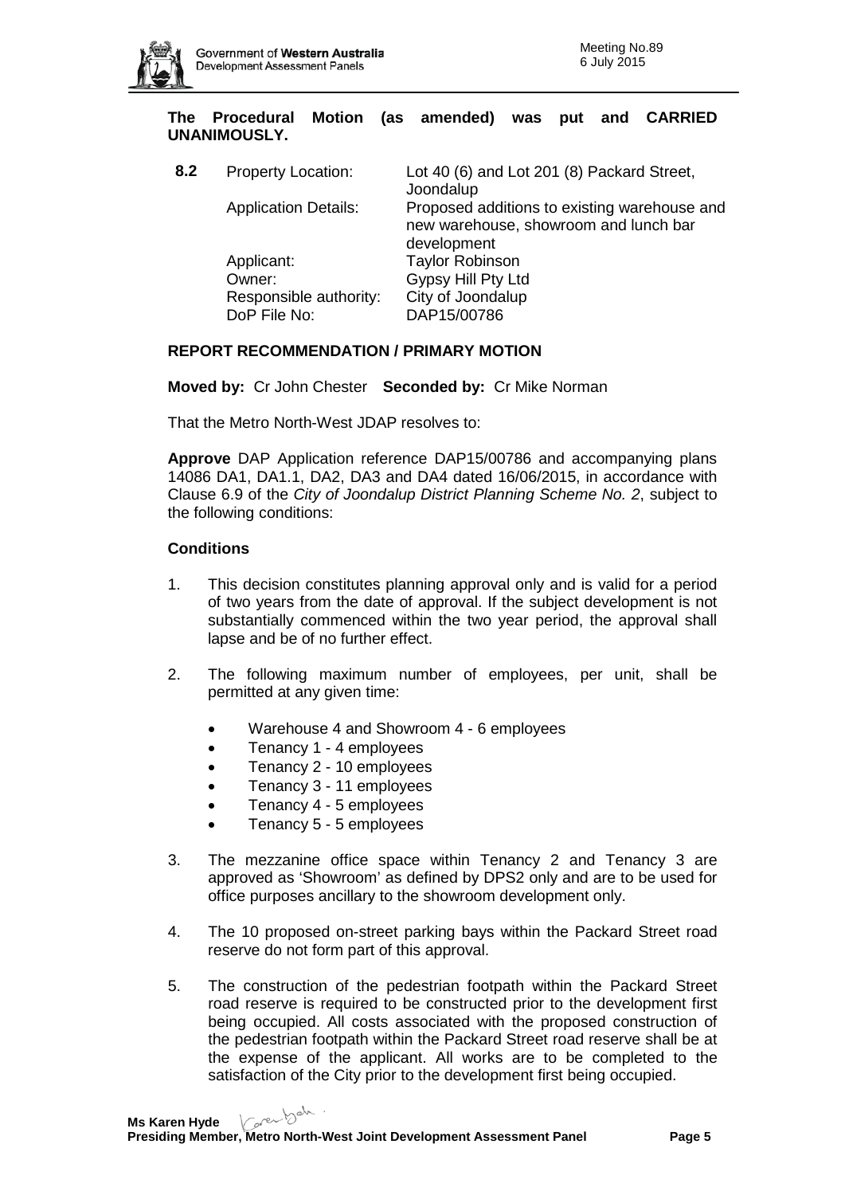**The Procedural Motion (as amended) was put and CARRIED UNANIMOUSLY.**

| **8.2** | Property Location: | Lot 40 (6) and Lot 201 (8) Packard Street, Joondalup |
| --- | --- | --- |
| | Application Details: | Proposed additions to existing warehouse and new warehouse, showroom and lunch bar development |
| | Applicant: | Taylor Robinson |
| | Owner: | Gypsy Hill Pty Ltd |
| | Responsible authority: | City of Joondalup |
| | DoP File No: | DAP15/00786 |

**REPORT RECOMMENDATION / PRIMARY MOTION**

**Moved by:** Cr John Chester **Seconded by:** Cr Mike Norman

That the Metro North-West JDAP resolves to:

**Approve** DAP Application reference DAP15/00786 and accompanying plans 14086 DA1, DA1.1, DA2, DA3 and DA4 dated 16/06/2015, in accordance with Clause 6.9 of the *City of Joondalup District Planning Scheme No. 2*, subject to the following conditions:

**Conditions**

1. This decision constitutes planning approval only and is valid for a period of two years from the date of approval. If the subject development is not substantially commenced within the two year period, the approval shall lapse and be of no further effect.

2. The following maximum number of employees, per unit, shall be permitted at any given time:
   - Warehouse 4 and Showroom 4 - 6 employees
   - Tenancy 1 - 4 employees
   - Tenancy 2 - 10 employees
   - Tenancy 3 - 11 employees
   - Tenancy 4 - 5 employees
   - Tenancy 5 - 5 employees

3. The mezzanine office space within Tenancy 2 and Tenancy 3 are approved as 'Showroom' as defined by DPS2 only and are to be used for office purposes ancillary to the showroom development only.

4. The 10 proposed on-street parking bays within the Packard Street road reserve do not form part of this approval.

5. The construction of the pedestrian footpath within the Packard Street road reserve is required to be constructed prior to the development first being occupied. All costs associated with the proposed construction of the pedestrian footpath within the Packard Street road reserve shall be at the expense of the applicant. All works are to be completed to the satisfaction of the City prior to the development first being occupied.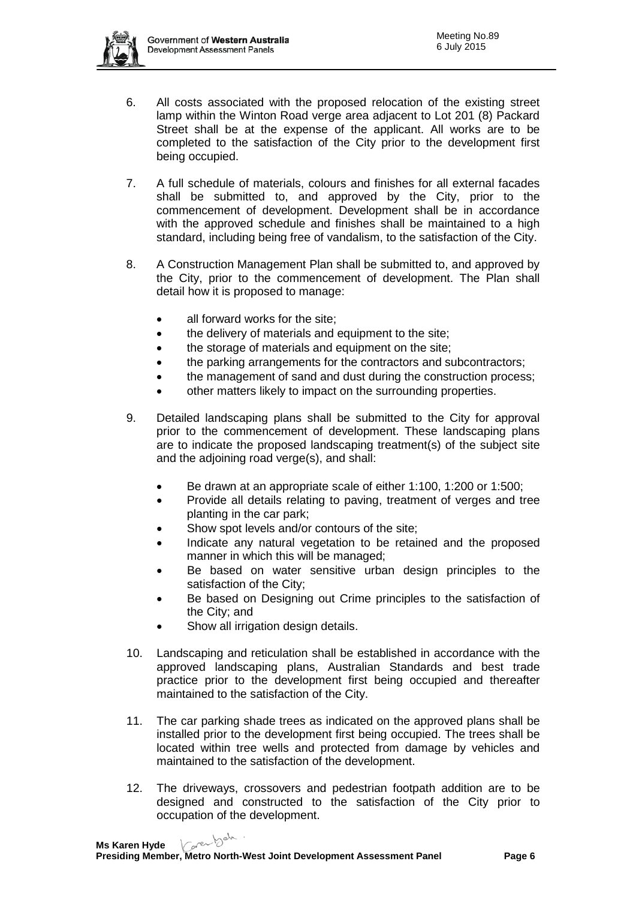6. All costs associated with the proposed relocation of the existing street lamp within the Winton Road verge area adjacent to Lot 201 (8) Packard Street shall be at the expense of the applicant. All works are to be completed to the satisfaction of the City prior to the development first being occupied.

7. A full schedule of materials, colours and finishes for all external facades shall be submitted to, and approved by the City, prior to the commencement of development. Development shall be in accordance with the approved schedule and finishes shall be maintained to a high standard, including being free of vandalism, to the satisfaction of the City.

8. A Construction Management Plan shall be submitted to, and approved by the City, prior to the commencement of development. The Plan shall detail how it is proposed to manage:

   - all forward works for the site;
   - the delivery of materials and equipment to the site;
   - the storage of materials and equipment on the site;
   - the parking arrangements for the contractors and subcontractors;
   - the management of sand and dust during the construction process;
   - other matters likely to impact on the surrounding properties.

9. Detailed landscaping plans shall be submitted to the City for approval prior to the commencement of development. These landscaping plans are to indicate the proposed landscaping treatment(s) of the subject site and the adjoining road verge(s), and shall:

   - Be drawn at an appropriate scale of either 1:100, 1:200 or 1:500;
   - Provide all details relating to paving, treatment of verges and tree planting in the car park;
   - Show spot levels and/or contours of the site;
   - Indicate any natural vegetation to be retained and the proposed manner in which this will be managed;
   - Be based on water sensitive urban design principles to the satisfaction of the City;
   - Be based on Designing out Crime principles to the satisfaction of the City; and
   - Show all irrigation design details.

10. Landscaping and reticulation shall be established in accordance with the approved landscaping plans, Australian Standards and best trade practice prior to the development first being occupied and thereafter maintained to the satisfaction of the City.

11. The car parking shade trees as indicated on the approved plans shall be installed prior to the development first being occupied. The trees shall be located within tree wells and protected from damage by vehicles and maintained to the satisfaction of the development.

12. The driveways, crossovers and pedestrian footpath addition are to be designed and constructed to the satisfaction of the City prior to occupation of the development.

**Ms Karen Hyde**
**Presiding Member, Metro North-West Joint Development Assessment Panel**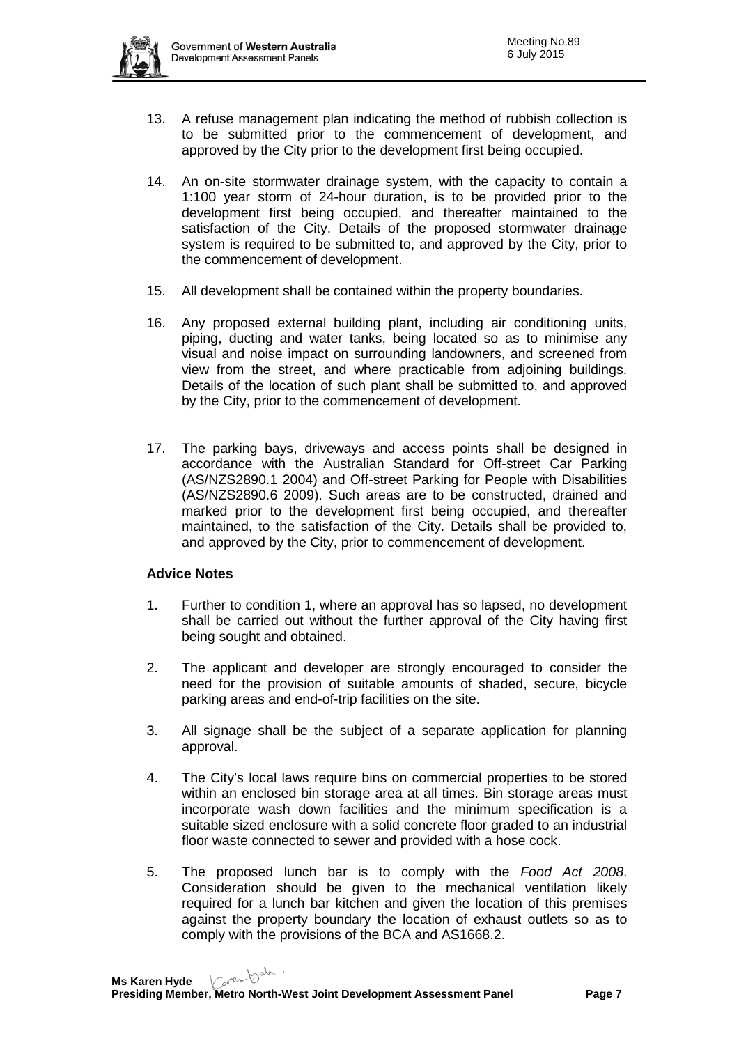13. A refuse management plan indicating the method of rubbish collection is to be submitted prior to the commencement of development, and approved by the City prior to the development first being occupied.

14. An on-site stormwater drainage system, with the capacity to contain a 1:100 year storm of 24-hour duration, is to be provided prior to the development first being occupied, and thereafter maintained to the satisfaction of the City. Details of the proposed stormwater drainage system is required to be submitted to, and approved by the City, prior to the commencement of development.

15. All development shall be contained within the property boundaries.

16. Any proposed external building plant, including air conditioning units, piping, ducting and water tanks, being located so as to minimise any visual and noise impact on surrounding landowners, and screened from view from the street, and where practicable from adjoining buildings. Details of the location of such plant shall be submitted to, and approved by the City, prior to the commencement of development.

17. The parking bays, driveways and access points shall be designed in accordance with the Australian Standard for Off-street Car Parking (AS/NZS2890.1 2004) and Off-street Parking for People with Disabilities (AS/NZS2890.6 2009). Such areas are to be constructed, drained and marked prior to the development first being occupied, and thereafter maintained, to the satisfaction of the City. Details shall be provided to, and approved by the City, prior to commencement of development.

**Advice Notes**

1. Further to condition 1, where an approval has so lapsed, no development shall be carried out without the further approval of the City having first being sought and obtained.

2. The applicant and developer are strongly encouraged to consider the need for the provision of suitable amounts of shaded, secure, bicycle parking areas and end-of-trip facilities on the site.

3. All signage shall be the subject of a separate application for planning approval.

4. The City's local laws require bins on commercial properties to be stored within an enclosed bin storage area at all times. Bin storage areas must incorporate wash down facilities and the minimum specification is a suitable sized enclosure with a solid concrete floor graded to an industrial floor waste connected to sewer and provided with a hose cock.

5. The proposed lunch bar is to comply with the *Food Act 2008*. Consideration should be given to the mechanical ventilation likely required for a lunch bar kitchen and given the location of this premises against the property boundary the location of exhaust outlets so as to comply with the provisions of the BCA and AS1668.2.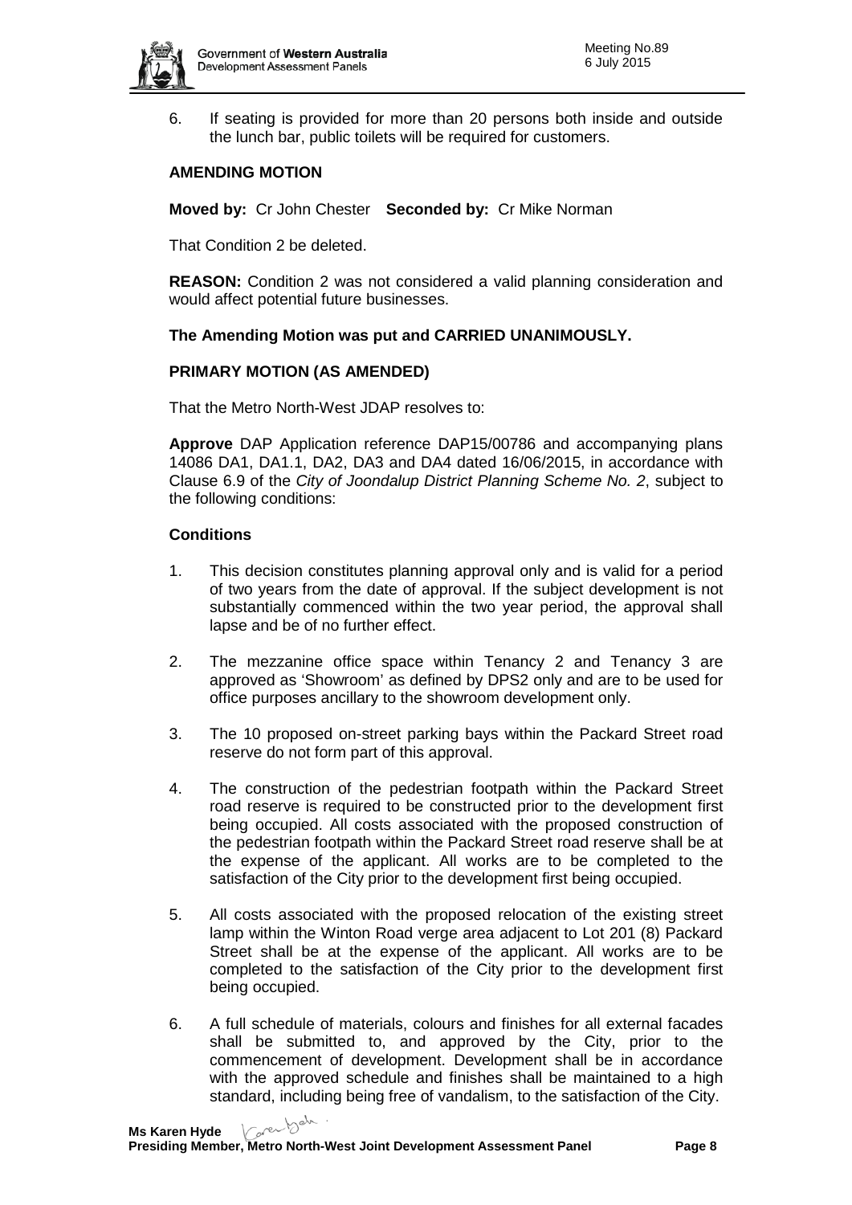6. If seating is provided for more than 20 persons both inside and outside the lunch bar, public toilets will be required for customers.

**AMENDING MOTION**

**Moved by:** Cr John Chester **Seconded by:** Cr Mike Norman

That Condition 2 be deleted.

**REASON:** Condition 2 was not considered a valid planning consideration and would affect potential future businesses.

**The Amending Motion was put and CARRIED UNANIMOUSLY.**

**PRIMARY MOTION (AS AMENDED)**

That the Metro North-West JDAP resolves to:

**Approve** DAP Application reference DAP15/00786 and accompanying plans 14086 DA1, DA1.1, DA2, DA3 and DA4 dated 16/06/2015, in accordance with Clause 6.9 of the *City of Joondalup District Planning Scheme No. 2*, subject to the following conditions:

**Conditions**

1. This decision constitutes planning approval only and is valid for a period of two years from the date of approval. If the subject development is not substantially commenced within the two year period, the approval shall lapse and be of no further effect.

2. The mezzanine office space within Tenancy 2 and Tenancy 3 are approved as 'Showroom' as defined by DPS2 only and are to be used for office purposes ancillary to the showroom development only.

3. The 10 proposed on-street parking bays within the Packard Street road reserve do not form part of this approval.

4. The construction of the pedestrian footpath within the Packard Street road reserve is required to be constructed prior to the development first being occupied. All costs associated with the proposed construction of the pedestrian footpath within the Packard Street road reserve shall be at the expense of the applicant. All works are to be completed to the satisfaction of the City prior to the development first being occupied.

5. All costs associated with the proposed relocation of the existing street lamp within the Winton Road verge area adjacent to Lot 201 (8) Packard Street shall be at the expense of the applicant. All works are to be completed to the satisfaction of the City prior to the development first being occupied.

6. A full schedule of materials, colours and finishes for all external facades shall be submitted to, and approved by the City, prior to the commencement of development. Development shall be in accordance with the approved schedule and finishes shall be maintained to a high standard, including being free of vandalism, to the satisfaction of the City.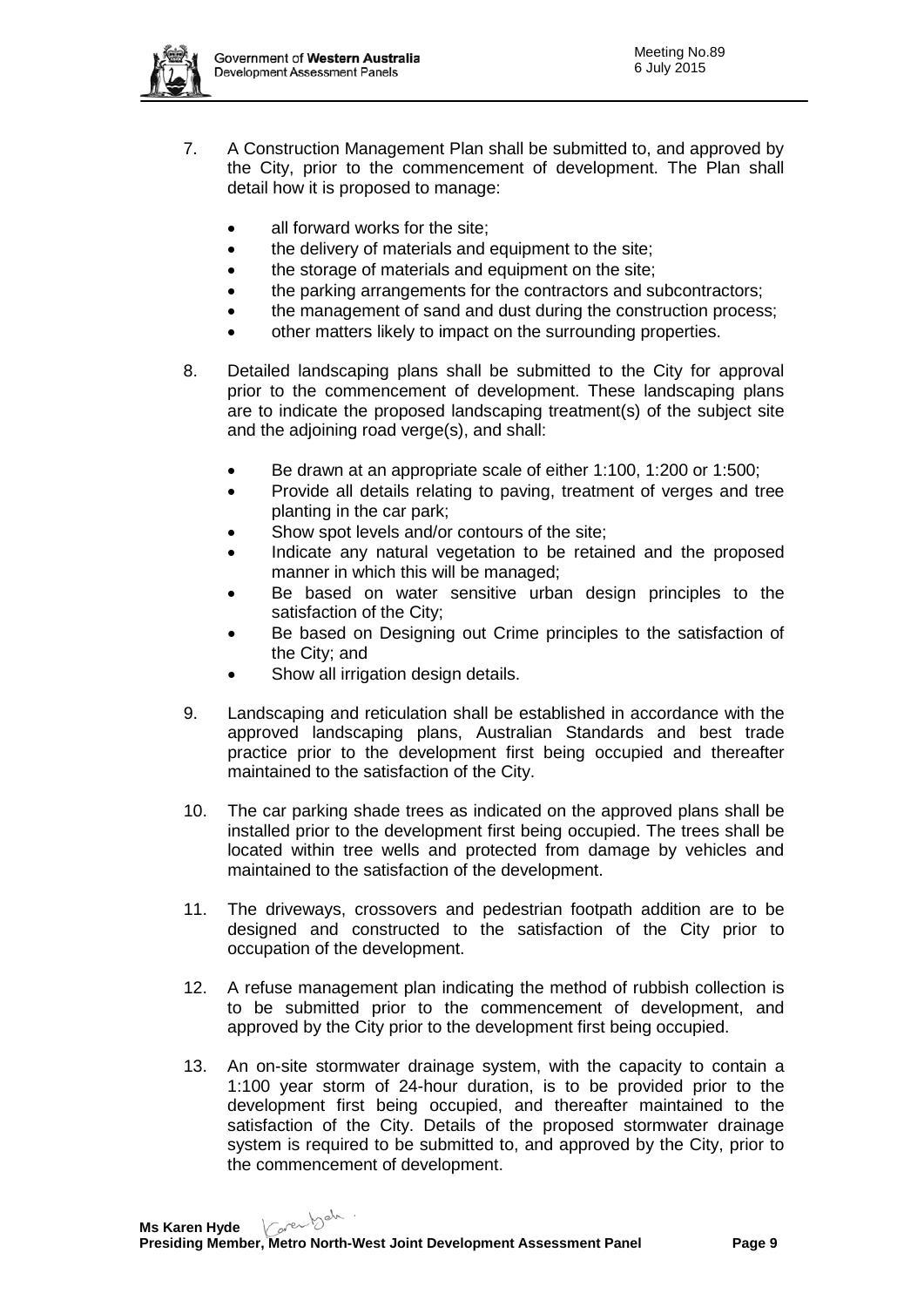7. A Construction Management Plan shall be submitted to, and approved by the City, prior to the commencement of development. The Plan shall detail how it is proposed to manage:

   - all forward works for the site;
   - the delivery of materials and equipment to the site;
   - the storage of materials and equipment on the site;
   - the parking arrangements for the contractors and subcontractors;
   - the management of sand and dust during the construction process;
   - other matters likely to impact on the surrounding properties.

8. Detailed landscaping plans shall be submitted to the City for approval prior to the commencement of development. These landscaping plans are to indicate the proposed landscaping treatment(s) of the subject site and the adjoining road verge(s), and shall:

   - Be drawn at an appropriate scale of either 1:100, 1:200 or 1:500;
   - Provide all details relating to paving, treatment of verges and tree planting in the car park;
   - Show spot levels and/or contours of the site;
   - Indicate any natural vegetation to be retained and the proposed manner in which this will be managed;
   - Be based on water sensitive urban design principles to the satisfaction of the City;
   - Be based on Designing out Crime principles to the satisfaction of the City; and
   - Show all irrigation design details.

9. Landscaping and reticulation shall be established in accordance with the approved landscaping plans, Australian Standards and best trade practice prior to the development first being occupied and thereafter maintained to the satisfaction of the City.

10. The car parking shade trees as indicated on the approved plans shall be installed prior to the development first being occupied. The trees shall be located within tree wells and protected from damage by vehicles and maintained to the satisfaction of the development.

11. The driveways, crossovers and pedestrian footpath addition are to be designed and constructed to the satisfaction of the City prior to occupation of the development.

12. A refuse management plan indicating the method of rubbish collection is to be submitted prior to the commencement of development, and approved by the City prior to the development first being occupied.

13. An on-site stormwater drainage system, with the capacity to contain a 1:100 year storm of 24-hour duration, is to be provided prior to the development first being occupied, and thereafter maintained to the satisfaction of the City. Details of the proposed stormwater drainage system is required to be submitted to, and approved by the City, prior to the commencement of development.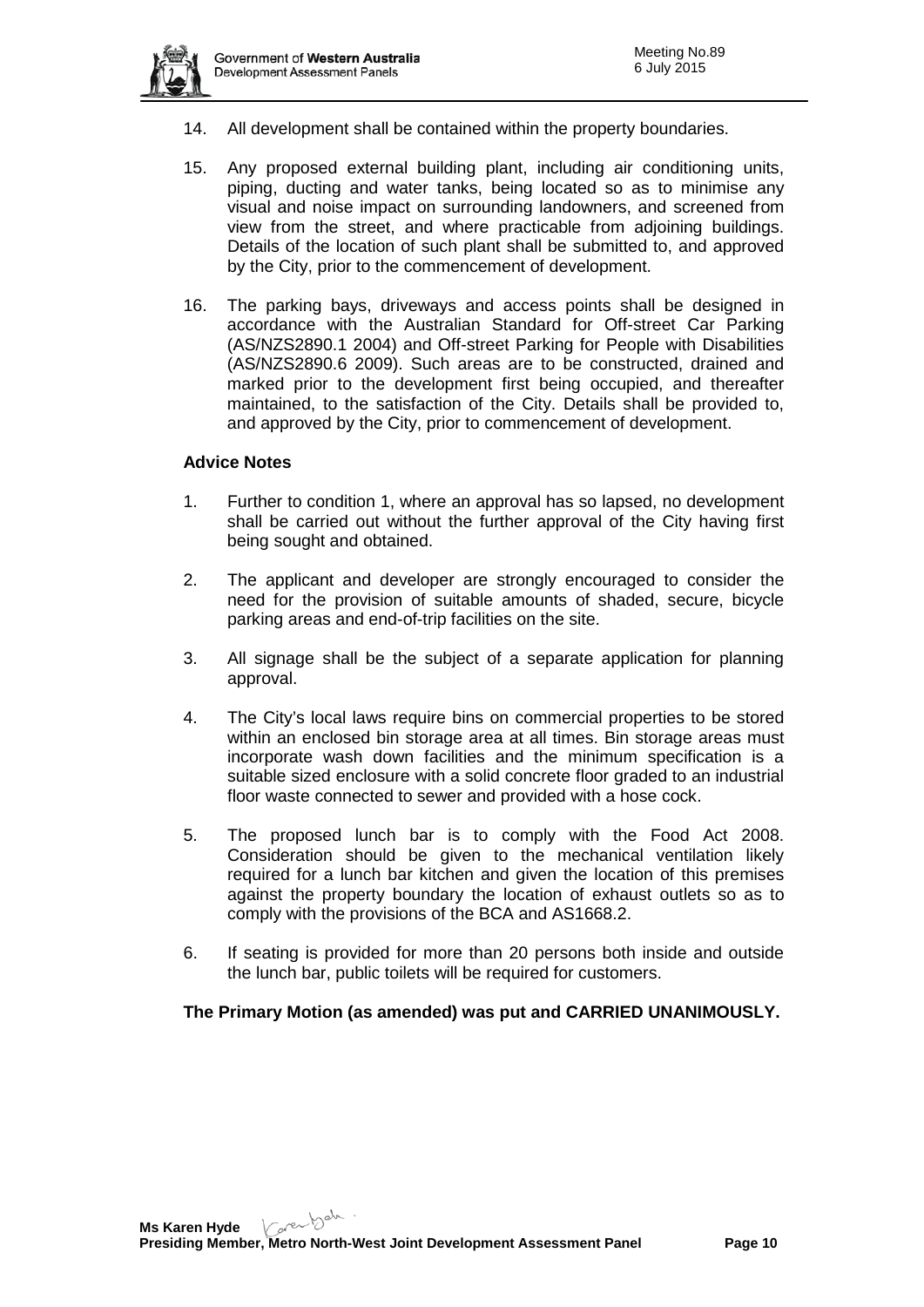14. All development shall be contained within the property boundaries.

15. Any proposed external building plant, including air conditioning units, piping, ducting and water tanks, being located so as to minimise any visual and noise impact on surrounding landowners, and screened from view from the street, and where practicable from adjoining buildings. Details of the location of such plant shall be submitted to, and approved by the City, prior to the commencement of development.

16. The parking bays, driveways and access points shall be designed in accordance with the Australian Standard for Off-street Car Parking (AS/NZS2890.1 2004) and Off-street Parking for People with Disabilities (AS/NZS2890.6 2009). Such areas are to be constructed, drained and marked prior to the development first being occupied, and thereafter maintained, to the satisfaction of the City. Details shall be provided to, and approved by the City, prior to commencement of development.

**Advice Notes**

1. Further to condition 1, where an approval has so lapsed, no development shall be carried out without the further approval of the City having first being sought and obtained.

2. The applicant and developer are strongly encouraged to consider the need for the provision of suitable amounts of shaded, secure, bicycle parking areas and end-of-trip facilities on the site.

3. All signage shall be the subject of a separate application for planning approval.

4. The City's local laws require bins on commercial properties to be stored within an enclosed bin storage area at all times. Bin storage areas must incorporate wash down facilities and the minimum specification is a suitable sized enclosure with a solid concrete floor graded to an industrial floor waste connected to sewer and provided with a hose cock.

5. The proposed lunch bar is to comply with the Food Act 2008. Consideration should be given to the mechanical ventilation likely required for a lunch bar kitchen and given the location of this premises against the property boundary the location of exhaust outlets so as to comply with the provisions of the BCA and AS1668.2.

6. If seating is provided for more than 20 persons both inside and outside the lunch bar, public toilets will be required for customers.

**The Primary Motion (as amended) was put and CARRIED UNANIMOUSLY.**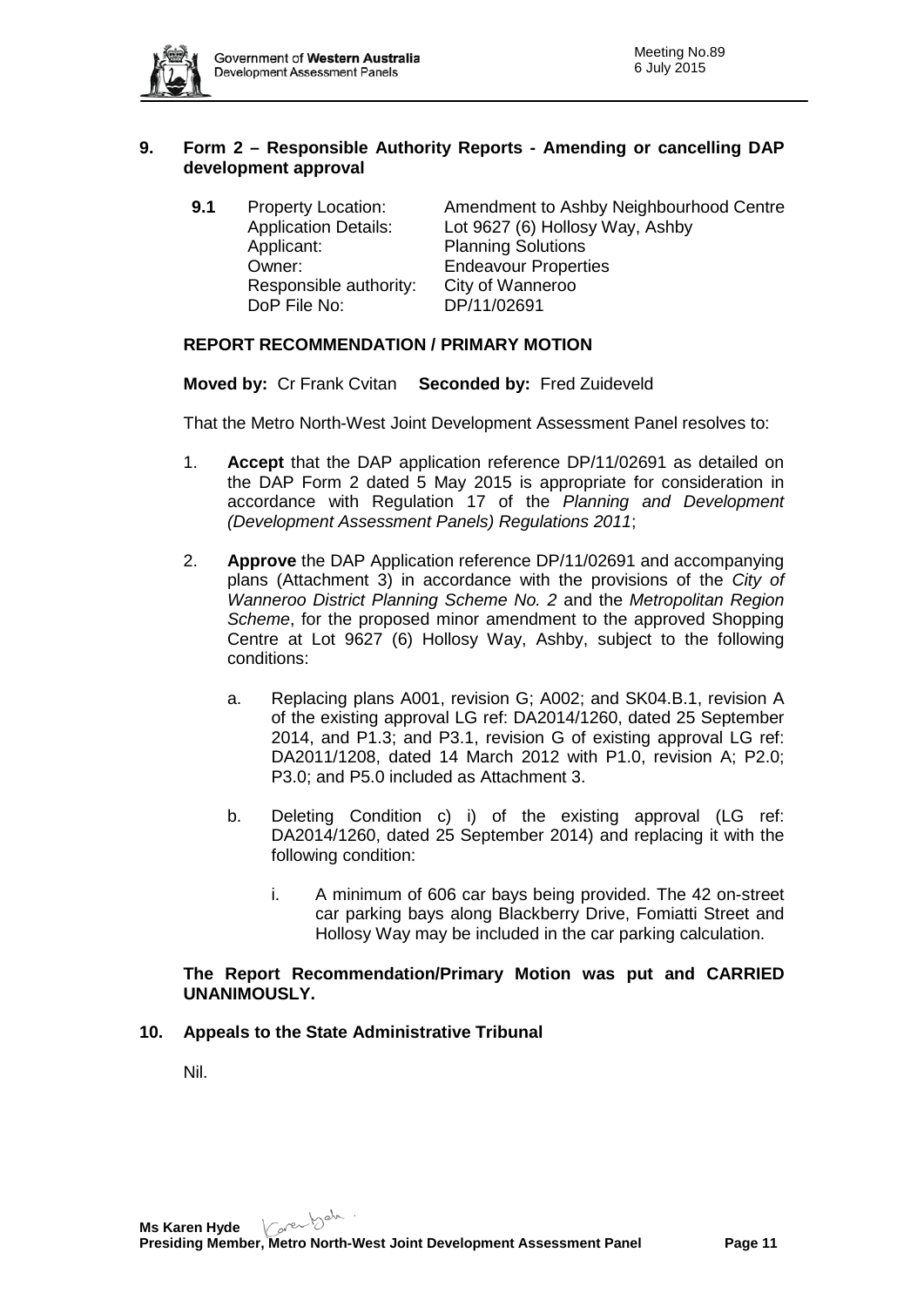## 9. Form 2 – Responsible Authority Reports - Amending or cancelling DAP development approval

**9.1** Property Location: Amendment to Ashby Neighbourhood Centre
Application Details: Lot 9627 (6) Hollosy Way, Ashby
Applicant: Planning Solutions
Owner: Endeavour Properties
Responsible authority: City of Wanneroo
DoP File No: DP/11/02691

### REPORT RECOMMENDATION / PRIMARY MOTION

**Moved by:** Cr Frank Cvitan **Seconded by:** Fred Zuideveld

That the Metro North-West Joint Development Assessment Panel resolves to:

1. **Accept** that the DAP application reference DP/11/02691 as detailed on the DAP Form 2 dated 5 May 2015 is appropriate for consideration in accordance with Regulation 17 of the *Planning and Development (Development Assessment Panels) Regulations 2011*;

2. **Approve** the DAP Application reference DP/11/02691 and accompanying plans (Attachment 3) in accordance with the provisions of the *City of Wanneroo District Planning Scheme No. 2* and the *Metropolitan Region Scheme*, for the proposed minor amendment to the approved Shopping Centre at Lot 9627 (6) Hollosy Way, Ashby, subject to the following conditions:

   a. Replacing plans A001, revision G; A002; and SK04.B.1, revision A of the existing approval LG ref: DA2014/1260, dated 25 September 2014, and P1.3; and P3.1, revision G of existing approval LG ref: DA2011/1208, dated 14 March 2012 with P1.0, revision A; P2.0; P3.0; and P5.0 included as Attachment 3.

   b. Deleting Condition c) i) of the existing approval (LG ref: DA2014/1260, dated 25 September 2014) and replacing it with the following condition:

      i. A minimum of 606 car bays being provided. The 42 on-street car parking bays along Blackberry Drive, Fomiatti Street and Hollosy Way may be included in the car parking calculation.

**The Report Recommendation/Primary Motion was put and CARRIED UNANIMOUSLY.**

## 10. Appeals to the State Administrative Tribunal

Nil.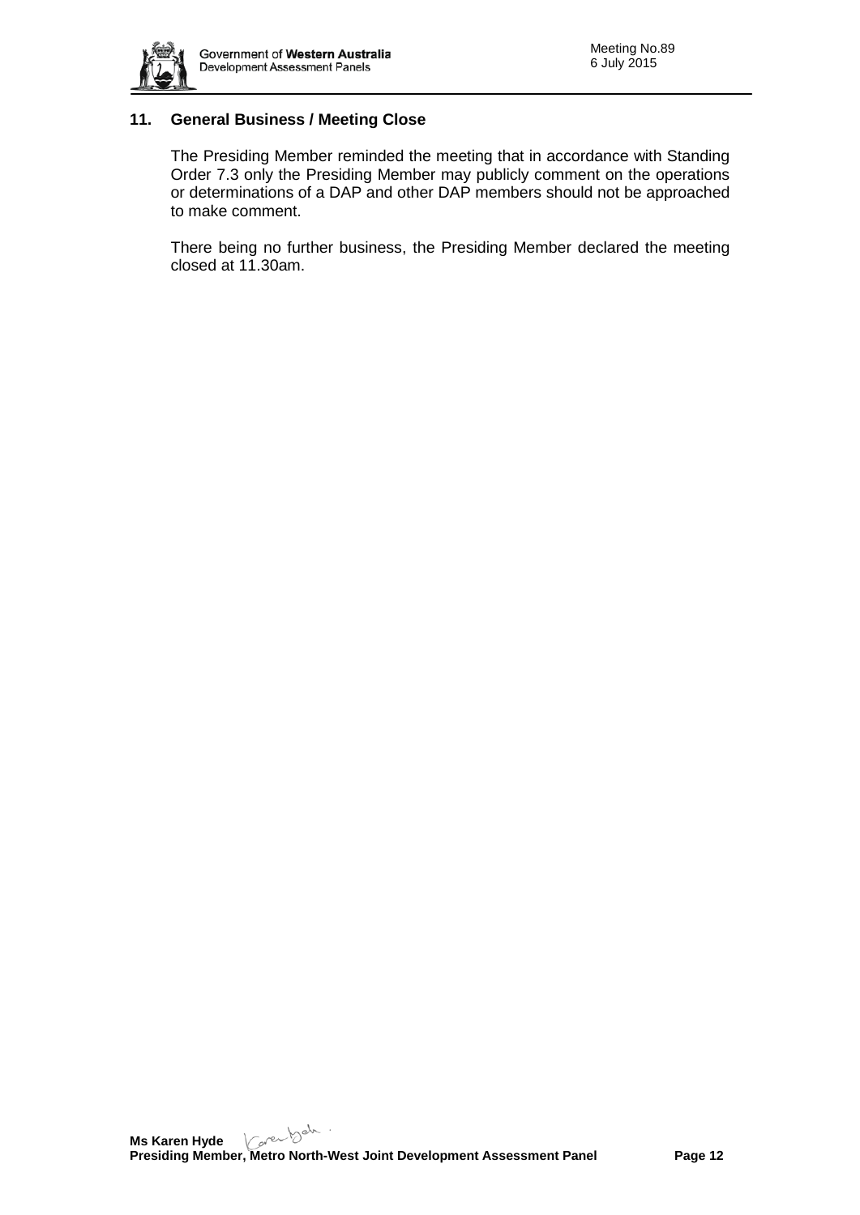## 11. General Business / Meeting Close

The Presiding Member reminded the meeting that in accordance with Standing Order 7.3 only the Presiding Member may publicly comment on the operations or determinations of a DAP and other DAP members should not be approached to make comment.

There being no further business, the Presiding Member declared the meeting closed at 11.30am.